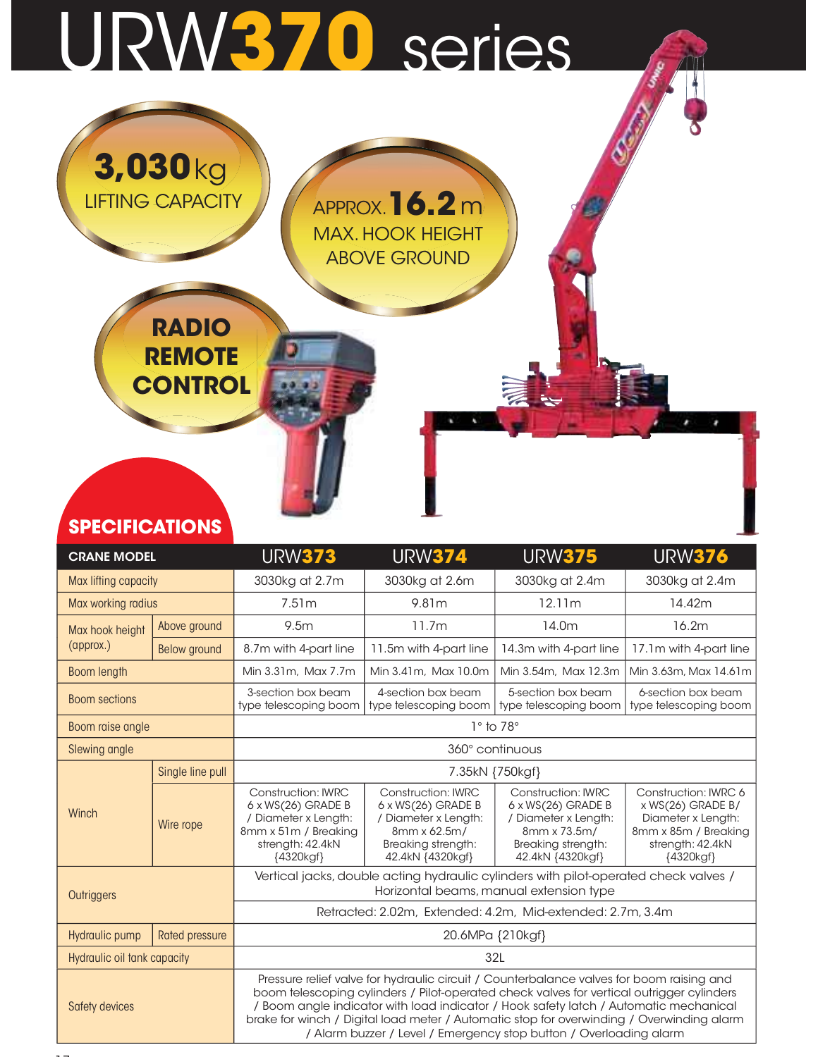# URW370 series

**3,030** kg
LIFTING CAPACITY

APPROX. **16.2** m
MAX. HOOK HEIGHT ABOVE GROUND

**RADIO REMOTE CONTROL**

## SPECIFICATIONS

| CRANE MODEL | | URW373 | URW374 | URW375 | URW376 |
|---|---|---|---|---|---|
| Max lifting capacity | | 3030kg at 2.7m | 3030kg at 2.6m | 3030kg at 2.4m | 3030kg at 2.4m |
| Max working radius | | 7.51m | 9.81m | 12.11m | 14.42m |
| Max hook height (approx.) | Above ground | 9.5m | 11.7m | 14.0m | 16.2m |
| | Below ground | 8.7m with 4-part line | 11.5m with 4-part line | 14.3m with 4-part line | 17.1m with 4-part line |
| Boom length | | Min 3.31m, Max 7.7m | Min 3.41m, Max 10.0m | Min 3.54m, Max 12.3m | Min 3.63m, Max 14.61m |
| Boom sections | | 3-section box beam type telescoping boom | 4-section box beam type telescoping boom | 5-section box beam type telescoping boom | 6-section box beam type telescoping boom |
| Boom raise angle | | 1° to 78° | | | |
| Slewing angle | | 360° continuous | | | |
| Winch | Single line pull | 7.35kN {750kgf} | | | |
| | Wire rope | Construction: IWRC 6 x WS(26) GRADE B / Diameter x Length: 8mm x 51m / Breaking strength: 42.4kN {4320kgf} | Construction: IWRC 6 x WS(26) GRADE B / Diameter x Length: 8mm x 62.5m/ Breaking strength: 42.4kN {4320kgf} | Construction: IWRC 6 x WS(26) GRADE B / Diameter x Length: 8mm x 73.5m/ Breaking strength: 42.4kN {4320kgf} | Construction: IWRC 6 x WS(26) GRADE B/ Diameter x Length: 8mm x 85m / Breaking strength: 42.4kN {4320kgf} |
| Outriggers | | Vertical jacks, double acting hydraulic cylinders with pilot-operated check valves / Horizontal beams, manual extension type | | | |
| | | Retracted: 2.02m, Extended: 4.2m, Mid-extended: 2.7m, 3.4m | | | |
| Hydraulic pump | Rated pressure | 20.6MPa {210kgf} | | | |
| Hydraulic oil tank capacity | | 32L | | | |
| Safety devices | | Pressure relief valve for hydraulic circuit / Counterbalance valves for boom raising and boom telescoping cylinders / Pilot-operated check valves for vertical outrigger cylinders / Boom angle indicator with load indicator / Hook safety latch / Automatic mechanical brake for winch / Digital load meter / Automatic stop for overwinding / Overwinding alarm / Alarm buzzer / Level / Emergency stop button / Overloading alarm | | | |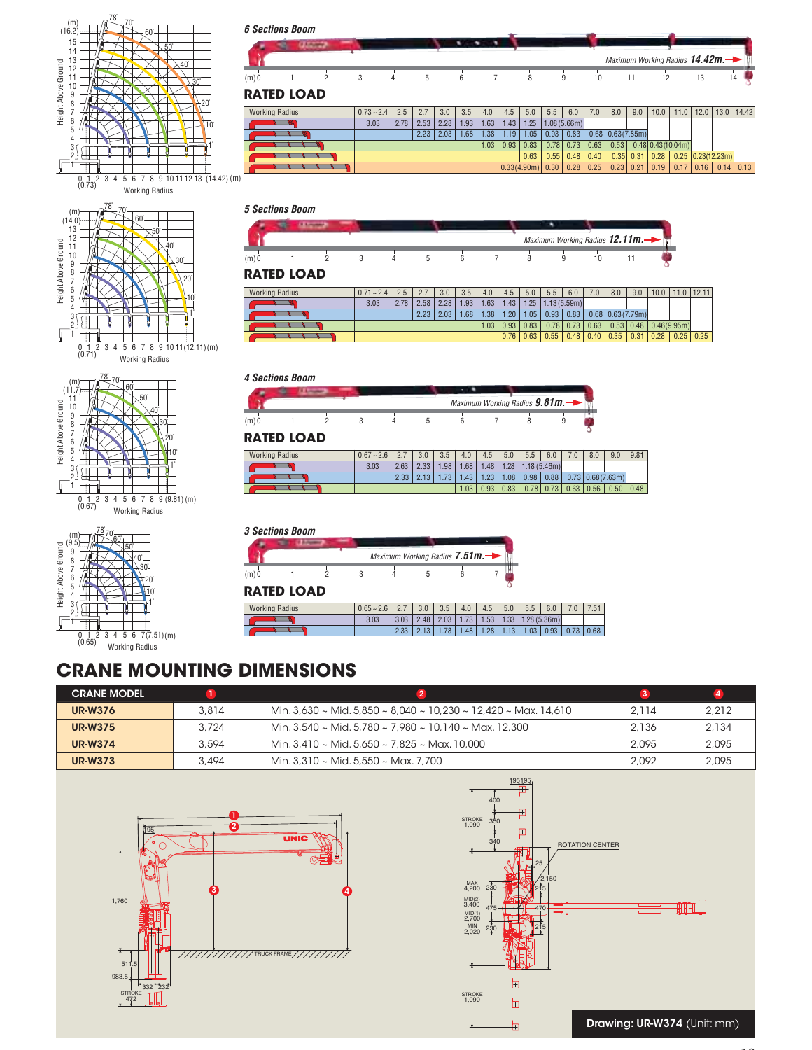(m)
(16.2)
15
14
13
12
11
10
9
8
7
6
5
4
3
2
1
Height Above Ground
78° 70° 60° 50° 40° 30° 20° 10° 1°
0 1 2 3 4 5 6 7 8 9 10 11 12 13 (14.42) (m)
(0.73)
Working Radius

### *6 Sections Boom*

(m) 0 1 2 3 4 5 6 7 8 9 10 11 12 13 14

*Maximum Working Radius* **14.42m.**

## RATED LOAD

| Working Radius | 0.73 ~ 2.4 | 2.5 | 2.7 | 3.0 | 3.5 | 4.0 | 4.5 | 5.0 | 5.5 | 6.0 | 7.0 | 8.0 | 9.0 | 10.0 | 11.0 | 12.0 | 13.0 | 14.42 |
|---|---|---|---|---|---|---|---|---|---|---|---|---|---|---|---|---|---|---|
| | 3.03 | 2.78 | 2.53 | 2.28 | 1.93 | 1.63 | 1.43 | 1.25 | 1.08 (5.66m) | | | | | | | | | |
| | | | 2.23 | 2.03 | 1.68 | 1.38 | 1.19 | 1.05 | 0.93 | 0.83 | 0.68 | 0.63 (7.85m) | | | | | | |
| | | | | | | 1.03 | 0.93 | 0.83 | 0.78 | 0.73 | 0.63 | 0.53 | 0.48 | 0.43 (10.04m) | | | | |
| | | | | | | | | 0.63 | 0.55 | 0.48 | 0.40 | 0.35 | 0.31 | 0.28 | 0.25 | 0.23 (12.23m) | | |
| | | | | | | | 0.33 (4.90m) | | 0.30 | 0.28 | 0.25 | 0.23 | 0.21 | 0.19 | 0.17 | 0.16 | 0.14 | 0.13 |

(m)
(14.0)
13
12
11
10
9
8
7
6
5
4
3
2
1
Height Above Ground
78° 70° 60° 50° 40° 30° 20° 10° 1°
0 1 2 3 4 5 6 7 8 9 10 11 (12.11) (m)
(0.71)
Working Radius

### *5 Sections Boom*

(m) 0 1 2 3 4 5 6 7 8 9 10 11

*Maximum Working Radius* **12.11m.**

## RATED LOAD

| Working Radius | 0.71 ~ 2.4 | 2.5 | 2.7 | 3.0 | 3.5 | 4.0 | 4.5 | 5.0 | 5.5 | 6.0 | 7.0 | 8.0 | 9.0 | 10.0 | 11.0 | 12.11 |
|---|---|---|---|---|---|---|---|---|---|---|---|---|---|---|---|---|
| | 3.03 | 2.78 | 2.58 | 2.28 | 1.93 | 1.63 | 1.43 | 1.25 | 1.13 (5.59m) | | | | | | | |
| | | | 2.23 | 2.03 | 1.68 | 1.38 | 1.20 | 1.05 | 0.93 | 0.83 | 0.68 | 0.63 (7.79m) | | | | |
| | | | | | | 1.03 | 0.93 | 0.83 | 0.78 | 0.73 | 0.63 | 0.53 | 0.48 | 0.46 (9.95m) | | |
| | | | | | | | 0.76 | 0.63 | 0.55 | 0.48 | 0.40 | 0.35 | 0.31 | 0.28 | 0.25 | 0.25 |

(m)
(11.7)
11
10
9
8
7
6
5
4
3
2
1
Height Above Ground
78° 70° 60° 50° 40° 30° 20° 10° 1°
0 1 2 3 4 5 6 7 8 9 (9.81) (m)
(0.67)
Working Radius

### *4 Sections Boom*

(m) 0 1 2 3 4 5 6 7 8 9

*Maximum Working Radius* **9.81m.**

## RATED LOAD

| Working Radius | 0.67 ~ 2.6 | 2.7 | 3.0 | 3.5 | 4.0 | 4.5 | 5.0 | 5.5 | 6.0 | 7.0 | 8.0 | 9.0 | 9.81 |
|---|---|---|---|---|---|---|---|---|---|---|---|---|---|
| | 3.03 | 2.63 | 2.33 | 1.98 | 1.68 | 1.48 | 1.28 | 1.18 (5.46m) | | | | | |
| | | 2.33 | 2.13 | 1.73 | 1.43 | 1.23 | 1.08 | 0.98 | 0.88 | 0.73 | 0.68 (7.63m) | | |
| | | | | | 1.03 | 0.93 | 0.83 | 0.78 | 0.73 | 0.63 | 0.56 | 0.50 | 0.48 |

(m)
(9.5)
9
8
7
6
5
4
3
2
1
Height Above Ground
78° 70° 60° 50° 40° 30° 20° 10°
0 1 2 3 4 5 6 7 (7.51) (m)
(0.65)
Working Radius

### *3 Sections Boom*

(m) 0 1 2 3 4 5 6 7

*Maximum Working Radius* **7.51m.**

## RATED LOAD

| Working Radius | 0.65 ~ 2.6 | 2.7 | 3.0 | 3.5 | 4.0 | 4.5 | 5.0 | 5.5 | 6.0 | 7.0 | 7.51 |
|---|---|---|---|---|---|---|---|---|---|---|---|
| | 3.03 | 3.03 | 2.48 | 2.03 | 1.73 | 1.53 | 1.33 | 1.28 (5.36m) | | | |
| | | 2.33 | 2.13 | 1.78 | 1.48 | 1.28 | 1.13 | 1.03 | 0.93 | 0.73 | 0.68 |

# CRANE MOUNTING DIMENSIONS

| CRANE MODEL | 1 | 2 | 3 | 4 |
|---|---|---|---|---|
| **UR-W376** | 3,814 | Min. 3,630 ~ Mid. 5,850 ~ 8,040 ~ 10,230 ~ 12,420 ~ Max. 14,610 | 2,114 | 2,212 |
| **UR-W375** | 3,724 | Min. 3,540 ~ Mid. 5,780 ~ 7,980 ~ 10,140 ~ Max. 12,300 | 2,136 | 2,134 |
| **UR-W374** | 3,594 | Min. 3,410 ~ Mid. 5,650 ~ 7,825 ~ Max. 10,000 | 2,095 | 2,095 |
| **UR-W373** | 3,494 | Min. 3,310 ~ Mid. 5,550 ~ Max. 7,700 | 2,092 | 2,095 |

1
2
195
UNIC
3
4
1,760
TRUCK FRAME
511.5
983.5
332
232
STROKE
472

195 195
400
STROKE
1,090
350
340
ROTATION CENTER
25
2,150
MAX
4,200
230
215
MID(2)
3,400
475
470
MID(1)
2,700
MIN
2,020
230
215
STROKE
1,090

**Drawing: UR-W374** (Unit: mm)